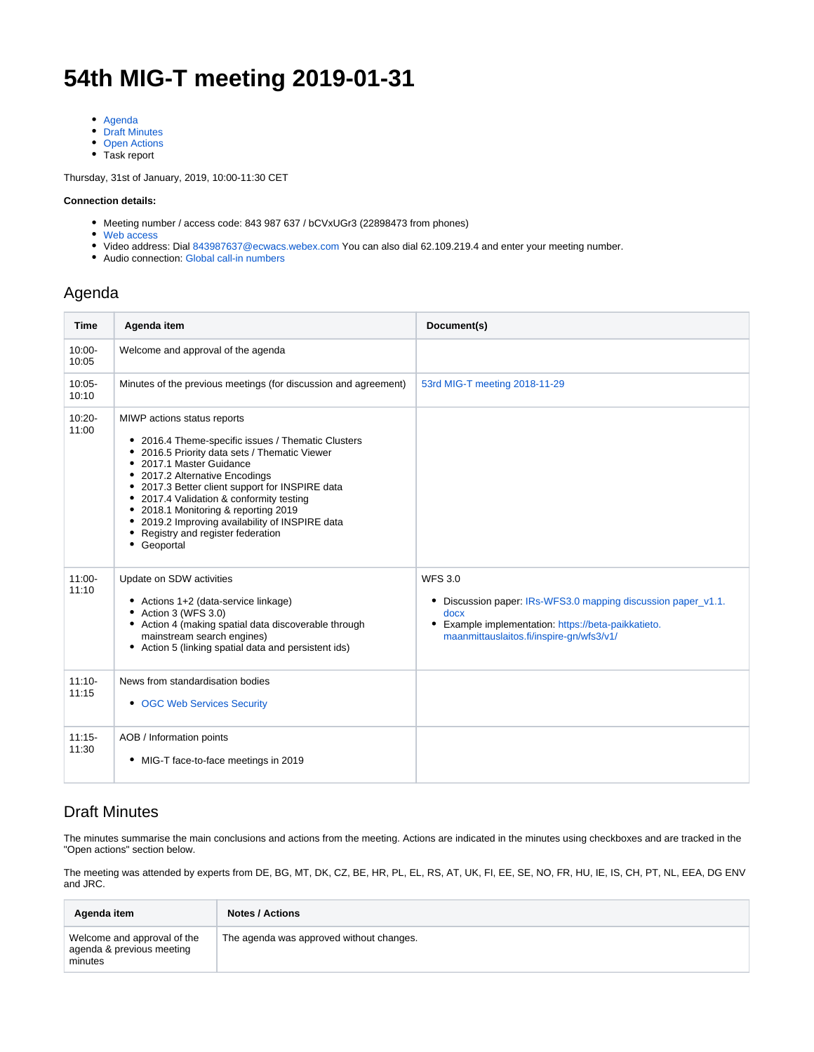# 54th MIG-T meeting 2019-01-31

- Agenda
- Draft Minutes
- Open Actions
- Task report

Thursday, 31st of January, 2019, 10:00-11:30 CET

**Connection details:**

- Meeting number / access code: 843 987 637 / bCVxUGr3 (22898473 from phones)
- Web access
- Video address: Dial 843987637@ecwacs.webex.com You can also dial 62.109.219.4 and enter your meeting number.
- Audio connection: Global call-in numbers

## Agenda

| Time | Agenda item | Document(s) |
|---|---|---|
| 10:00-10:05 | Welcome and approval of the agenda | |
| 10:05-10:10 | Minutes of the previous meetings (for discussion and agreement) | 53rd MIG-T meeting 2018-11-29 |
| 10:20-11:00 | MIWP actions status reports<br>• 2016.4 Theme-specific issues / Thematic Clusters<br>• 2016.5 Priority data sets / Thematic Viewer<br>• 2017.1 Master Guidance<br>• 2017.2 Alternative Encodings<br>• 2017.3 Better client support for INSPIRE data<br>• 2017.4 Validation & conformity testing<br>• 2018.1 Monitoring & reporting 2019<br>• 2019.2 Improving availability of INSPIRE data<br>• Registry and register federation<br>• Geoportal | |
| 11:00-11:10 | Update on SDW activities<br>• Actions 1+2 (data-service linkage)<br>• Action 3 (WFS 3.0)<br>• Action 4 (making spatial data discoverable through mainstream search engines)<br>• Action 5 (linking spatial data and persistent ids) | WFS 3.0<br>• Discussion paper: IRs-WFS3.0 mapping discussion paper_v1.1.docx<br>• Example implementation: https://beta-paikkatieto.maanmittauslaitos.fi/inspire-gn/wfs3/v1/ |
| 11:10-11:15 | News from standardisation bodies<br>• OGC Web Services Security | |
| 11:15-11:30 | AOB / Information points<br>• MIG-T face-to-face meetings in 2019 | |

## Draft Minutes

The minutes summarise the main conclusions and actions from the meeting. Actions are indicated in the minutes using checkboxes and are tracked in the "Open actions" section below.

The meeting was attended by experts from DE, BG, MT, DK, CZ, BE, HR, PL, EL, RS, AT, UK, FI, EE, SE, NO, FR, HU, IE, IS, CH, PT, NL, EEA, DG ENV and JRC.

| Agenda item | Notes / Actions |
|---|---|
| Welcome and approval of the agenda & previous meeting minutes | The agenda was approved without changes. |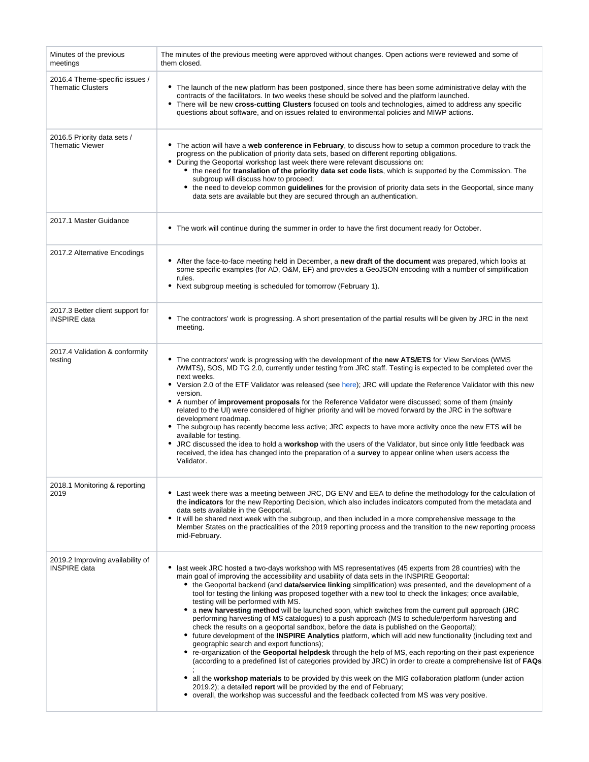| Minutes of the previous meetings | The minutes of the previous meeting were approved without changes. Open actions were reviewed and some of them closed. |
|---|---|
| 2016.4 Theme-specific issues / Thematic Clusters | • The launch of the new platform has been postponed, since there has been some administrative delay with the contracts of the facilitators. In two weeks these should be solved and the platform launched.<br>• There will be new **cross-cutting Clusters** focused on tools and technologies, aimed to address any specific questions about software, and on issues related to environmental policies and MIWP actions. |
| 2016.5 Priority data sets / Thematic Viewer | • The action will have a **web conference in February**, to discuss how to setup a common procedure to track the progress on the publication of priority data sets, based on different reporting obligations.<br>• During the Geoportal workshop last week there were relevant discussions on:<br>  ◦ the need for **translation of the priority data set code lists**, which is supported by the Commission. The subgroup will discuss how to proceed;<br>  ◦ the need to develop common **guidelines** for the provision of priority data sets in the Geoportal, since many data sets are available but they are secured through an authentication. |
| 2017.1 Master Guidance | • The work will continue during the summer in order to have the first document ready for October. |
| 2017.2 Alternative Encodings | • After the face-to-face meeting held in December, a **new draft of the document** was prepared, which looks at some specific examples (for AD, O&M, EF) and provides a GeoJSON encoding with a number of simplification rules.<br>• Next subgroup meeting is scheduled for tomorrow (February 1). |
| 2017.3 Better client support for INSPIRE data | • The contractors' work is progressing. A short presentation of the partial results will be given by JRC in the next meeting. |
| 2017.4 Validation & conformity testing | • The contractors' work is progressing with the development of the **new ATS/ETS** for View Services (WMS /WMTS), SOS, MD TG 2.0, currently under testing from JRC staff. Testing is expected to be completed over the next weeks.<br>• Version 2.0 of the ETF Validator was released (see here); JRC will update the Reference Validator with this new version.<br>• A number of **improvement proposals** for the Reference Validator were discussed; some of them (mainly related to the UI) were considered of higher priority and will be moved forward by the JRC in the software development roadmap.<br>• The subgroup has recently become less active; JRC expects to have more activity once the new ETS will be available for testing.<br>• JRC discussed the idea to hold a **workshop** with the users of the Validator, but since only little feedback was received, the idea has changed into the preparation of a **survey** to appear online when users access the Validator. |
| 2018.1 Monitoring & reporting 2019 | • Last week there was a meeting between JRC, DG ENV and EEA to define the methodology for the calculation of the **indicators** for the new Reporting Decision, which also includes indicators computed from the metadata and data sets available in the Geoportal.<br>• It will be shared next week with the subgroup, and then included in a more comprehensive message to the Member States on the practicalities of the 2019 reporting process and the transition to the new reporting process mid-February. |
| 2019.2 Improving availability of INSPIRE data | • last week JRC hosted a two-days workshop with MS representatives (45 experts from 28 countries) with the main goal of improving the accessibility and usability of data sets in the INSPIRE Geoportal:<br>  ◦ the Geoportal backend (and **data/service linking** simplification) was presented, and the development of a tool for testing the linking was proposed together with a new tool to check the linkages; once available, testing will be performed with MS.<br>  ◦ a **new harvesting method** will be launched soon, which switches from the current pull approach (JRC performing harvesting of MS catalogues) to a push approach (MS to schedule/perform harvesting and check the results on a geoportal sandbox, before the data is published on the Geoportal);<br>  ◦ future development of the **INSPIRE Analytics** platform, which will add new functionality (including text and geographic search and export functions);<br>  ◦ re-organization of the **Geoportal helpdesk** through the help of MS, each reporting on their past experience (according to a predefined list of categories provided by JRC) in order to create a comprehensive list of **FAQs**;<br>  ◦ all the **workshop materials** to be provided by this week on the MIG collaboration platform (under action 2019.2); a detailed **report** will be provided by the end of February;<br>  ◦ overall, the workshop was successful and the feedback collected from MS was very positive. |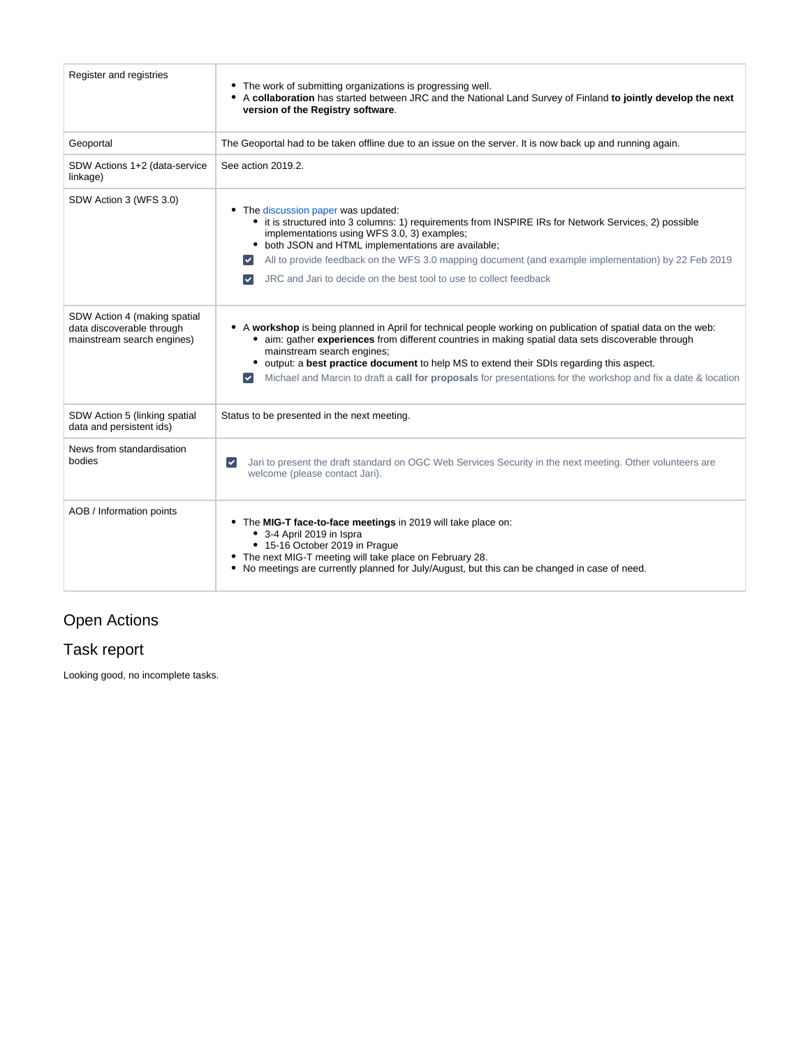| | |
|---|---|
| Register and registries | • The work of submitting organizations is progressing well.<br>• A **collaboration** has started between JRC and the National Land Survey of Finland **to jointly develop the next version of the Registry software**. |
| Geoportal | The Geoportal had to be taken offline due to an issue on the server. It is now back up and running again. |
| SDW Actions 1+2 (data-service linkage) | See action 2019.2. |
| SDW Action 3 (WFS 3.0) | • The discussion paper was updated:<br>&nbsp;&nbsp;◦ it is structured into 3 columns: 1) requirements from INSPIRE IRs for Network Services, 2) possible implementations using WFS 3.0, 3) examples;<br>&nbsp;&nbsp;◦ both JSON and HTML implementations are available;<br>[x] All to provide feedback on the WFS 3.0 mapping document (and example implementation) by 22 Feb 2019<br>[x] JRC and Jari to decide on the best tool to use to collect feedback |
| SDW Action 4 (making spatial data discoverable through mainstream search engines) | • A **workshop** is being planned in April for technical people working on publication of spatial data on the web:<br>&nbsp;&nbsp;◦ aim: gather **experiences** from different countries in making spatial data sets discoverable through mainstream search engines;<br>&nbsp;&nbsp;◦ output: a **best practice document** to help MS to extend their SDIs regarding this aspect.<br>[x] Michael and Marcin to draft a **call for proposals** for presentations for the workshop and fix a date & location |
| SDW Action 5 (linking spatial data and persistent ids) | Status to be presented in the next meeting. |
| News from standardisation bodies | [x] Jari to present the draft standard on OGC Web Services Security in the next meeting. Other volunteers are welcome (please contact Jari). |
| AOB / Information points | • The **MIG-T face-to-face meetings** in 2019 will take place on:<br>&nbsp;&nbsp;◦ 3-4 April 2019 in Ispra<br>&nbsp;&nbsp;◦ 15-16 October 2019 in Prague<br>• The next MIG-T meeting will take place on February 28.<br>• No meetings are currently planned for July/August, but this can be changed in case of need. |

## Open Actions

## Task report

Looking good, no incomplete tasks.